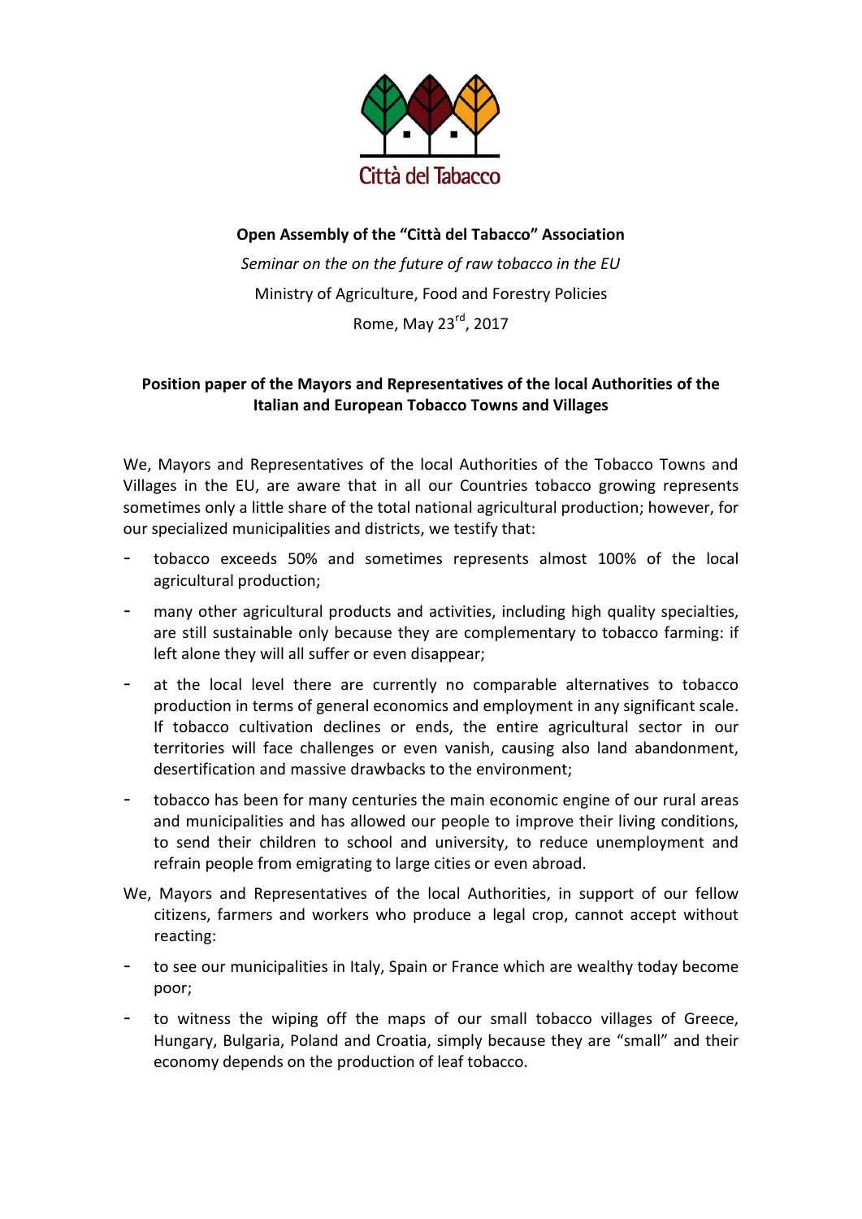Città del Tabacco

**Open Assembly of the "Città del Tabacco" Association**

*Seminar on the on the future of raw tobacco in the EU*

Ministry of Agriculture, Food and Forestry Policies

Rome, May 23rd, 2017

**Position paper of the Mayors and Representatives of the local Authorities of the Italian and European Tobacco Towns and Villages**

We, Mayors and Representatives of the local Authorities of the Tobacco Towns and Villages in the EU, are aware that in all our Countries tobacco growing represents sometimes only a little share of the total national agricultural production; however, for our specialized municipalities and districts, we testify that:

- tobacco exceeds 50% and sometimes represents almost 100% of the local agricultural production;
- many other agricultural products and activities, including high quality specialties, are still sustainable only because they are complementary to tobacco farming: if left alone they will all suffer or even disappear;
- at the local level there are currently no comparable alternatives to tobacco production in terms of general economics and employment in any significant scale. If tobacco cultivation declines or ends, the entire agricultural sector in our territories will face challenges or even vanish, causing also land abandonment, desertification and massive drawbacks to the environment;
- tobacco has been for many centuries the main economic engine of our rural areas and municipalities and has allowed our people to improve their living conditions, to send their children to school and university, to reduce unemployment and refrain people from emigrating to large cities or even abroad.

We, Mayors and Representatives of the local Authorities, in support of our fellow citizens, farmers and workers who produce a legal crop, cannot accept without reacting:

- to see our municipalities in Italy, Spain or France which are wealthy today become poor;
- to witness the wiping off the maps of our small tobacco villages of Greece, Hungary, Bulgaria, Poland and Croatia, simply because they are "small" and their economy depends on the production of leaf tobacco.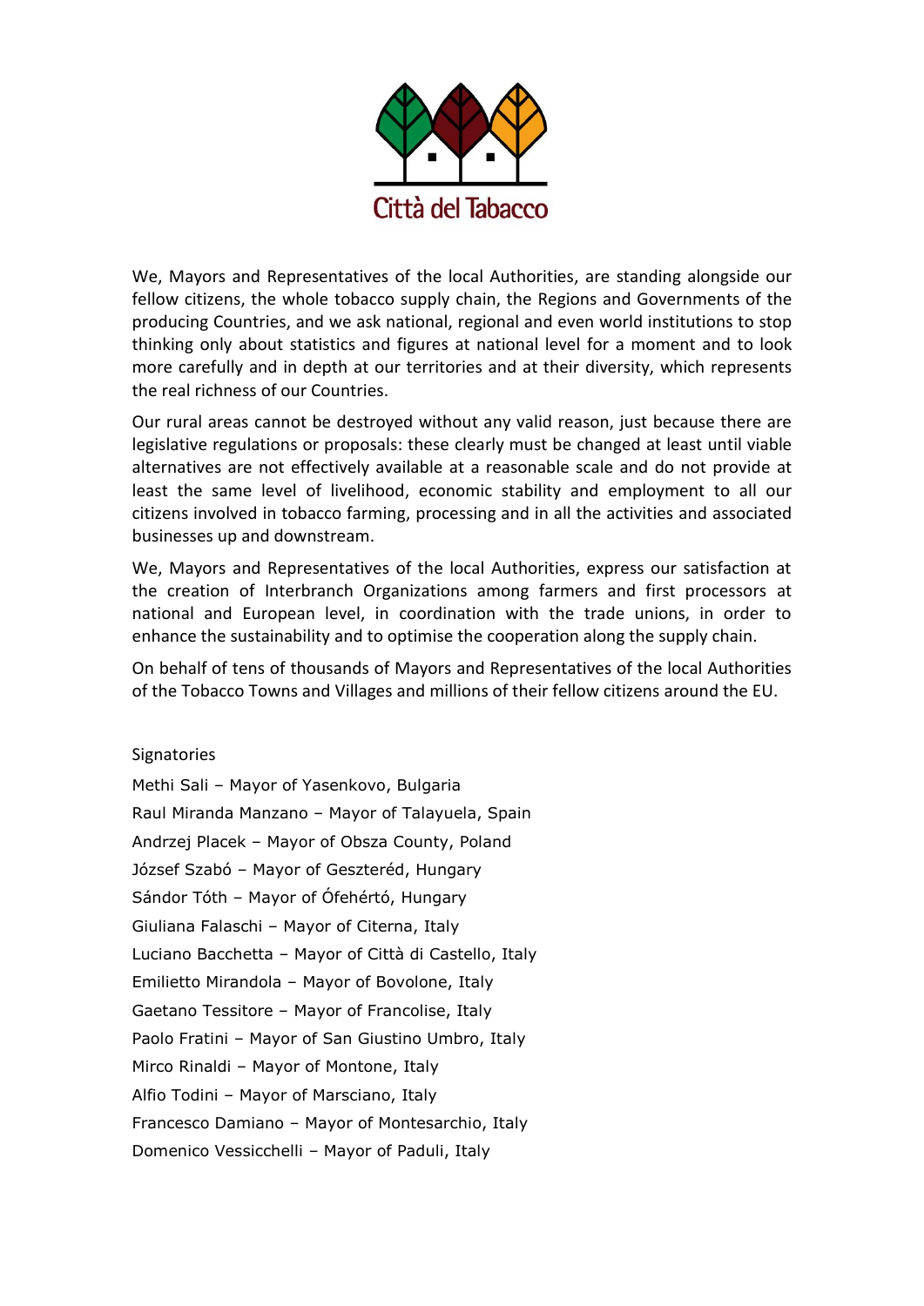Città del Tabacco

We, Mayors and Representatives of the local Authorities, are standing alongside our fellow citizens, the whole tobacco supply chain, the Regions and Governments of the producing Countries, and we ask national, regional and even world institutions to stop thinking only about statistics and figures at national level for a moment and to look more carefully and in depth at our territories and at their diversity, which represents the real richness of our Countries.

Our rural areas cannot be destroyed without any valid reason, just because there are legislative regulations or proposals: these clearly must be changed at least until viable alternatives are not effectively available at a reasonable scale and do not provide at least the same level of livelihood, economic stability and employment to all our citizens involved in tobacco farming, processing and in all the activities and associated businesses up and downstream.

We, Mayors and Representatives of the local Authorities, express our satisfaction at the creation of Interbranch Organizations among farmers and first processors at national and European level, in coordination with the trade unions, in order to enhance the sustainability and to optimise the cooperation along the supply chain.

On behalf of tens of thousands of Mayors and Representatives of the local Authorities of the Tobacco Towns and Villages and millions of their fellow citizens around the EU.

Signatories

Methi Sali – Mayor of Yasenkovo, Bulgaria

Raul Miranda Manzano – Mayor of Talayuela, Spain

Andrzej Placek – Mayor of Obsza County, Poland

József Szabó – Mayor of Geszteréd, Hungary

Sándor Tóth – Mayor of Ófehértó, Hungary

Giuliana Falaschi – Mayor of Citerna, Italy

Luciano Bacchetta – Mayor of Città di Castello, Italy

Emilietto Mirandola – Mayor of Bovolone, Italy

Gaetano Tessitore – Mayor of Francolise, Italy

Paolo Fratini – Mayor of San Giustino Umbro, Italy

Mirco Rinaldi – Mayor of Montone, Italy

Alfio Todini – Mayor of Marsciano, Italy

Francesco Damiano – Mayor of Montesarchio, Italy

Domenico Vessicchelli – Mayor of Paduli, Italy